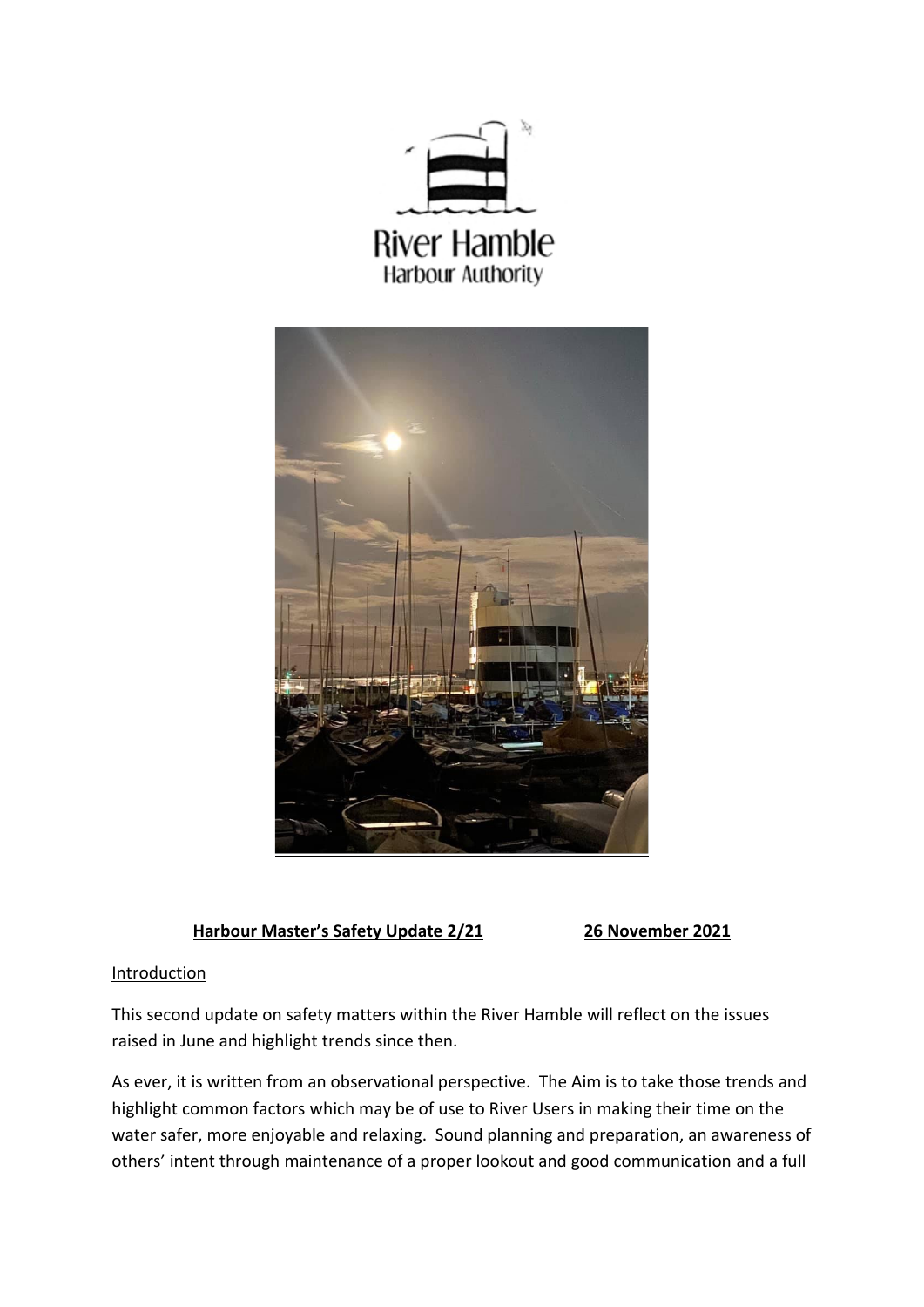River Hamble
Harbour Authority

**Harbour Master's Safety Update 2/21** **26 November 2021**

Introduction

This second update on safety matters within the River Hamble will reflect on the issues raised in June and highlight trends since then.

As ever, it is written from an observational perspective. The Aim is to take those trends and highlight common factors which may be of use to River Users in making their time on the water safer, more enjoyable and relaxing. Sound planning and preparation, an awareness of others' intent through maintenance of a proper lookout and good communication and a full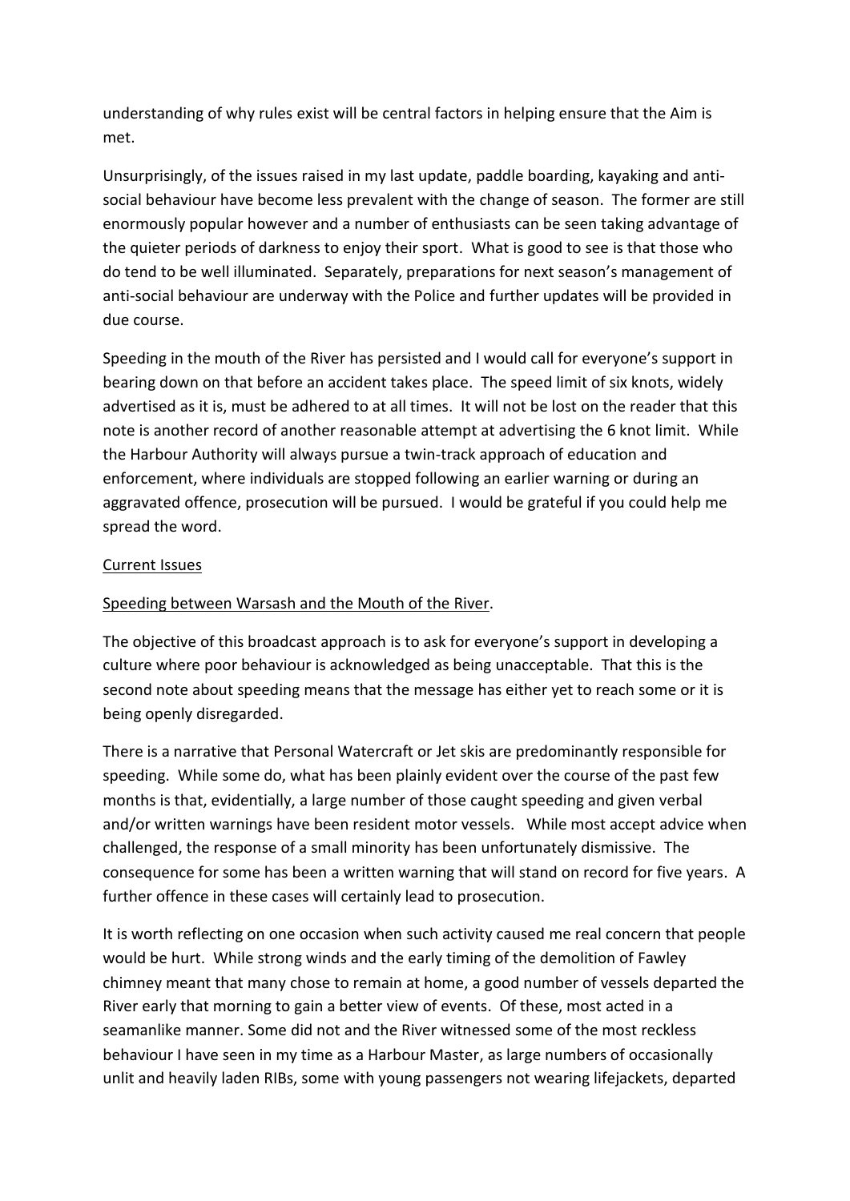understanding of why rules exist will be central factors in helping ensure that the Aim is met.

Unsurprisingly, of the issues raised in my last update, paddle boarding, kayaking and anti-social behaviour have become less prevalent with the change of season. The former are still enormously popular however and a number of enthusiasts can be seen taking advantage of the quieter periods of darkness to enjoy their sport. What is good to see is that those who do tend to be well illuminated. Separately, preparations for next season's management of anti-social behaviour are underway with the Police and further updates will be provided in due course.

Speeding in the mouth of the River has persisted and I would call for everyone's support in bearing down on that before an accident takes place. The speed limit of six knots, widely advertised as it is, must be adhered to at all times. It will not be lost on the reader that this note is another record of another reasonable attempt at advertising the 6 knot limit. While the Harbour Authority will always pursue a twin-track approach of education and enforcement, where individuals are stopped following an earlier warning or during an aggravated offence, prosecution will be pursued. I would be grateful if you could help me spread the word.

<u>Current Issues</u>

<u>Speeding between Warsash and the Mouth of the River</u>.

The objective of this broadcast approach is to ask for everyone's support in developing a culture where poor behaviour is acknowledged as being unacceptable. That this is the second note about speeding means that the message has either yet to reach some or it is being openly disregarded.

There is a narrative that Personal Watercraft or Jet skis are predominantly responsible for speeding. While some do, what has been plainly evident over the course of the past few months is that, evidentially, a large number of those caught speeding and given verbal and/or written warnings have been resident motor vessels. While most accept advice when challenged, the response of a small minority has been unfortunately dismissive. The consequence for some has been a written warning that will stand on record for five years. A further offence in these cases will certainly lead to prosecution.

It is worth reflecting on one occasion when such activity caused me real concern that people would be hurt. While strong winds and the early timing of the demolition of Fawley chimney meant that many chose to remain at home, a good number of vessels departed the River early that morning to gain a better view of events. Of these, most acted in a seamanlike manner. Some did not and the River witnessed some of the most reckless behaviour I have seen in my time as a Harbour Master, as large numbers of occasionally unlit and heavily laden RIBs, some with young passengers not wearing lifejackets, departed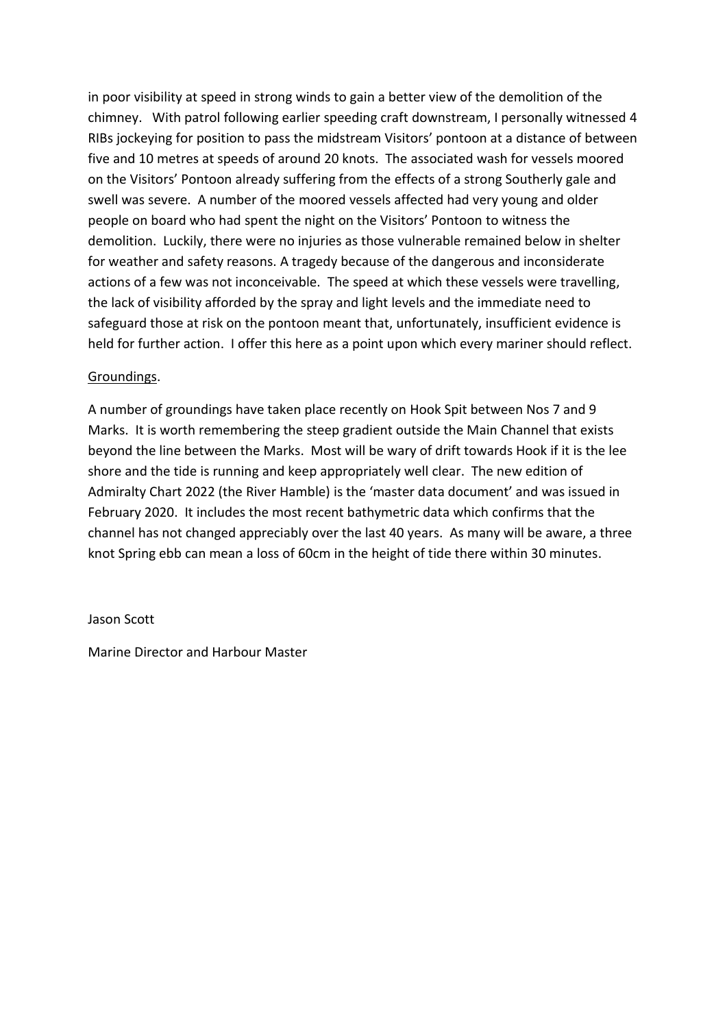in poor visibility at speed in strong winds to gain a better view of the demolition of the chimney. With patrol following earlier speeding craft downstream, I personally witnessed 4 RIBs jockeying for position to pass the midstream Visitors' pontoon at a distance of between five and 10 metres at speeds of around 20 knots. The associated wash for vessels moored on the Visitors' Pontoon already suffering from the effects of a strong Southerly gale and swell was severe. A number of the moored vessels affected had very young and older people on board who had spent the night on the Visitors' Pontoon to witness the demolition. Luckily, there were no injuries as those vulnerable remained below in shelter for weather and safety reasons. A tragedy because of the dangerous and inconsiderate actions of a few was not inconceivable. The speed at which these vessels were travelling, the lack of visibility afforded by the spray and light levels and the immediate need to safeguard those at risk on the pontoon meant that, unfortunately, insufficient evidence is held for further action. I offer this here as a point upon which every mariner should reflect.

<u>Groundings</u>.

A number of groundings have taken place recently on Hook Spit between Nos 7 and 9 Marks. It is worth remembering the steep gradient outside the Main Channel that exists beyond the line between the Marks. Most will be wary of drift towards Hook if it is the lee shore and the tide is running and keep appropriately well clear. The new edition of Admiralty Chart 2022 (the River Hamble) is the 'master data document' and was issued in February 2020. It includes the most recent bathymetric data which confirms that the channel has not changed appreciably over the last 40 years. As many will be aware, a three knot Spring ebb can mean a loss of 60cm in the height of tide there within 30 minutes.

Jason Scott

Marine Director and Harbour Master